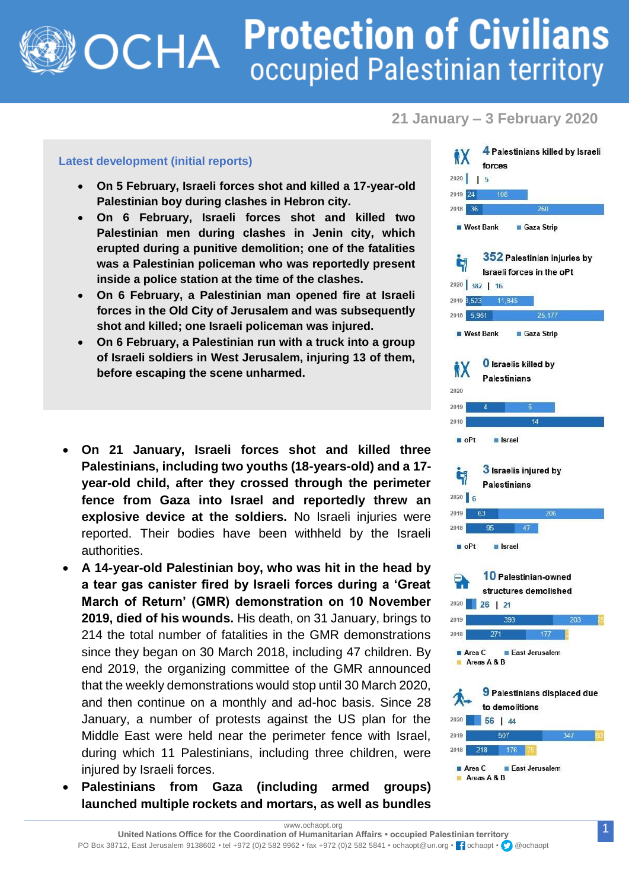# OCHA Protection of Civilians occupied Palestinian territory

21 January – 3 February 2020

### Latest development (initial reports)

- **On 5 February, Israeli forces shot and killed a 17-year-old Palestinian boy during clashes in Hebron city.**
- **On 6 February, Israeli forces shot and killed two Palestinian men during clashes in Jenin city, which erupted during a punitive demolition; one of the fatalities was a Palestinian policeman who was reportedly present inside a police station at the time of the clashes.**
- **On 6 February, a Palestinian man opened fire at Israeli forces in the Old City of Jerusalem and was subsequently shot and killed; one Israeli policeman was injured.**
- **On 6 February, a Palestinian run with a truck into a group of Israeli soldiers in West Jerusalem, injuring 13 of them, before escaping the scene unharmed.**

---

- **On 21 January, Israeli forces shot and killed three Palestinians, including two youths (18-years-old) and a 17-year-old child, after they crossed through the perimeter fence from Gaza into Israel and reportedly threw an explosive device at the soldiers.** No Israeli injuries were reported. Their bodies have been withheld by the Israeli authorities.
- **A 14-year-old Palestinian boy, who was hit in the head by a tear gas canister fired by Israeli forces during a 'Great March of Return' (GMR) demonstration on 10 November 2019, died of his wounds.** His death, on 31 January, brings to 214 the total number of fatalities in the GMR demonstrations since they began on 30 March 2018, including 47 children. By end 2019, the organizing committee of the GMR announced that the weekly demonstrations would stop until 30 March 2020, and then continue on a monthly and ad-hoc basis. Since 28 January, a number of protests against the US plan for the Middle East were held near the perimeter fence with Israel, during which 11 Palestinians, including three children, were injured by Israeli forces.
- **Palestinians from Gaza (including armed groups) launched multiple rockets and mortars, as well as bundles**

---

**4** Palestinians killed by Israeli forces

2020 | 5
2019 24 108
2018 36 260
West Bank, Gaza Strip

**352** Palestinian injuries by Israeli forces in the oPt

2020 382 | 16
2019 3,523 11,845
2018 5,961 25,177
West Bank, Gaza Strip

**0** Israelis killed by Palestinians

2020
2019 4 5
2018 14
oPt, Israel

**3** Israelis injured by Palestinians

2020 6
2019 63 206
2018 95 47
oPt, Israel

**10** Palestinian-owned structures demolished

2020 26 | 21
2019 393 203 25
2018 271 177
Area C, East Jerusalem, Areas A & B

**9** Palestinians displaced due to demolitions

2020 56 | 44
2019 507 347 60
2018 218 176 75
Area C, East Jerusalem, Areas A & B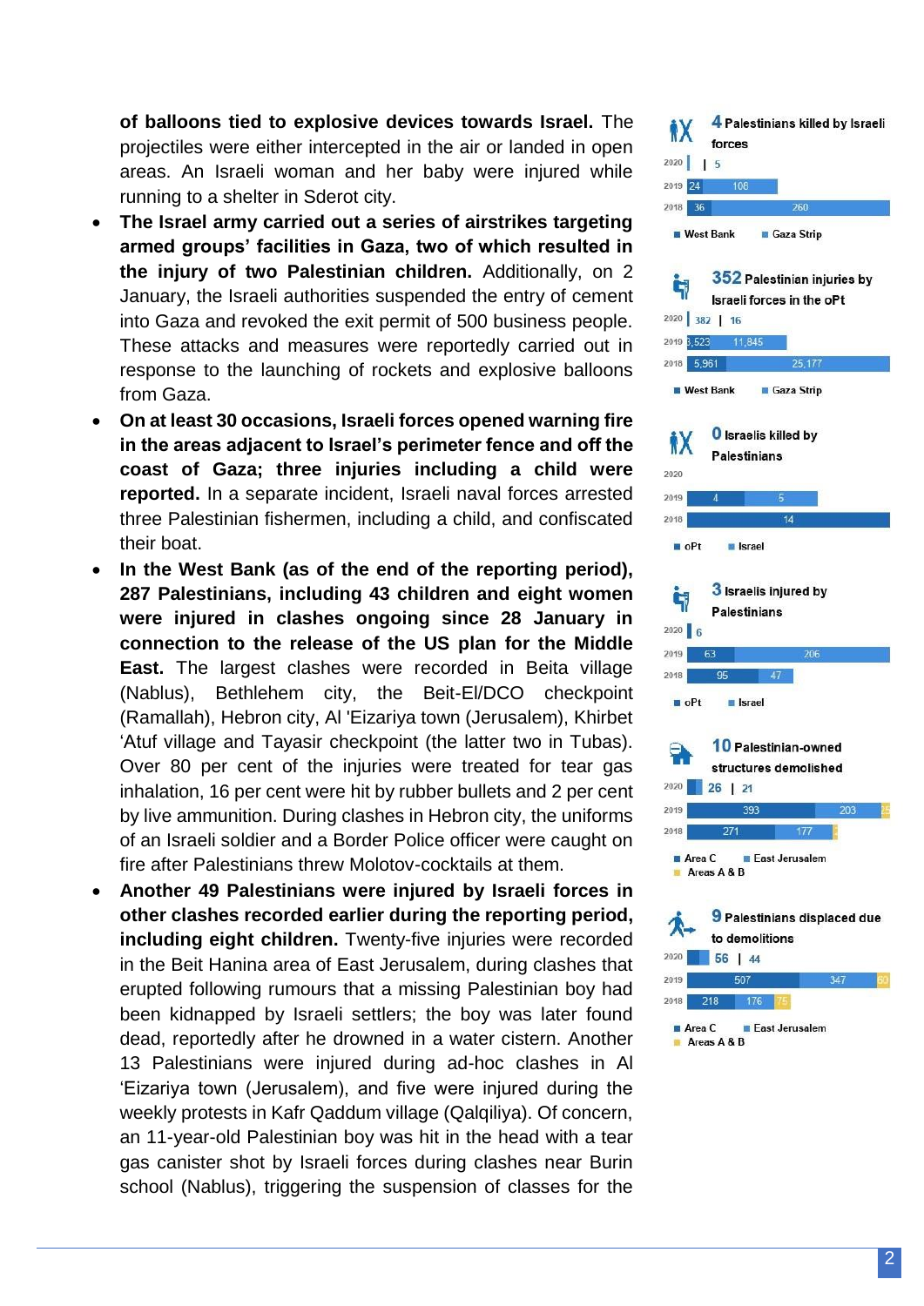**of balloons tied to explosive devices towards Israel.** The projectiles were either intercepted in the air or landed in open areas. An Israeli woman and her baby were injured while running to a shelter in Sderot city.

- **The Israel army carried out a series of airstrikes targeting armed groups' facilities in Gaza, two of which resulted in the injury of two Palestinian children.** Additionally, on 2 January, the Israeli authorities suspended the entry of cement into Gaza and revoked the exit permit of 500 business people. These attacks and measures were reportedly carried out in response to the launching of rockets and explosive balloons from Gaza.
- **On at least 30 occasions, Israeli forces opened warning fire in the areas adjacent to Israel's perimeter fence and off the coast of Gaza; three injuries including a child were reported.** In a separate incident, Israeli naval forces arrested three Palestinian fishermen, including a child, and confiscated their boat.
- **In the West Bank (as of the end of the reporting period), 287 Palestinians, including 43 children and eight women were injured in clashes ongoing since 28 January in connection to the release of the US plan for the Middle East.** The largest clashes were recorded in Beita village (Nablus), Bethlehem city, the Beit-El/DCO checkpoint (Ramallah), Hebron city, Al 'Eizariya town (Jerusalem), Khirbet 'Atuf village and Tayasir checkpoint (the latter two in Tubas). Over 80 per cent of the injuries were treated for tear gas inhalation, 16 per cent were hit by rubber bullets and 2 per cent by live ammunition. During clashes in Hebron city, the uniforms of an Israeli soldier and a Border Police officer were caught on fire after Palestinians threw Molotov-cocktails at them.
- **Another 49 Palestinians were injured by Israeli forces in other clashes recorded earlier during the reporting period, including eight children.** Twenty-five injuries were recorded in the Beit Hanina area of East Jerusalem, during clashes that erupted following rumours that a missing Palestinian boy had been kidnapped by Israeli settlers; the boy was later found dead, reportedly after he drowned in a water cistern. Another 13 Palestinians were injured during ad-hoc clashes in Al 'Eizariya town (Jerusalem), and five were injured during the weekly protests in Kafr Qaddum village (Qalqiliya). Of concern, an 11-year-old Palestinian boy was hit in the head with a tear gas canister shot by Israeli forces during clashes near Burin school (Nablus), triggering the suspension of classes for the

**4** Palestinians killed by Israeli forces

2020 | 5

2019 24 108

2018 36 260

West Bank Gaza Strip

**352** Palestinian injuries by Israeli forces in the oPt

2020 382 | 16

2019 3,523 11,845

2018 5,961 25,177

West Bank Gaza Strip

**0** Israelis killed by Palestinians

2020

2019 4 5

2018 14

oPt Israel

**3** Israelis injured by Palestinians

2020 6

2019 63 206

2018 95 47

oPt Israel

**10** Palestinian-owned structures demolished

2020 26 | 21

2019 393 203 22

2018 271 177

Area C East Jerusalem Areas A & B

**9** Palestinians displaced due to demolitions

2020 56 | 44

2019 507 347 60

2018 218 176 75

Area C East Jerusalem Areas A & B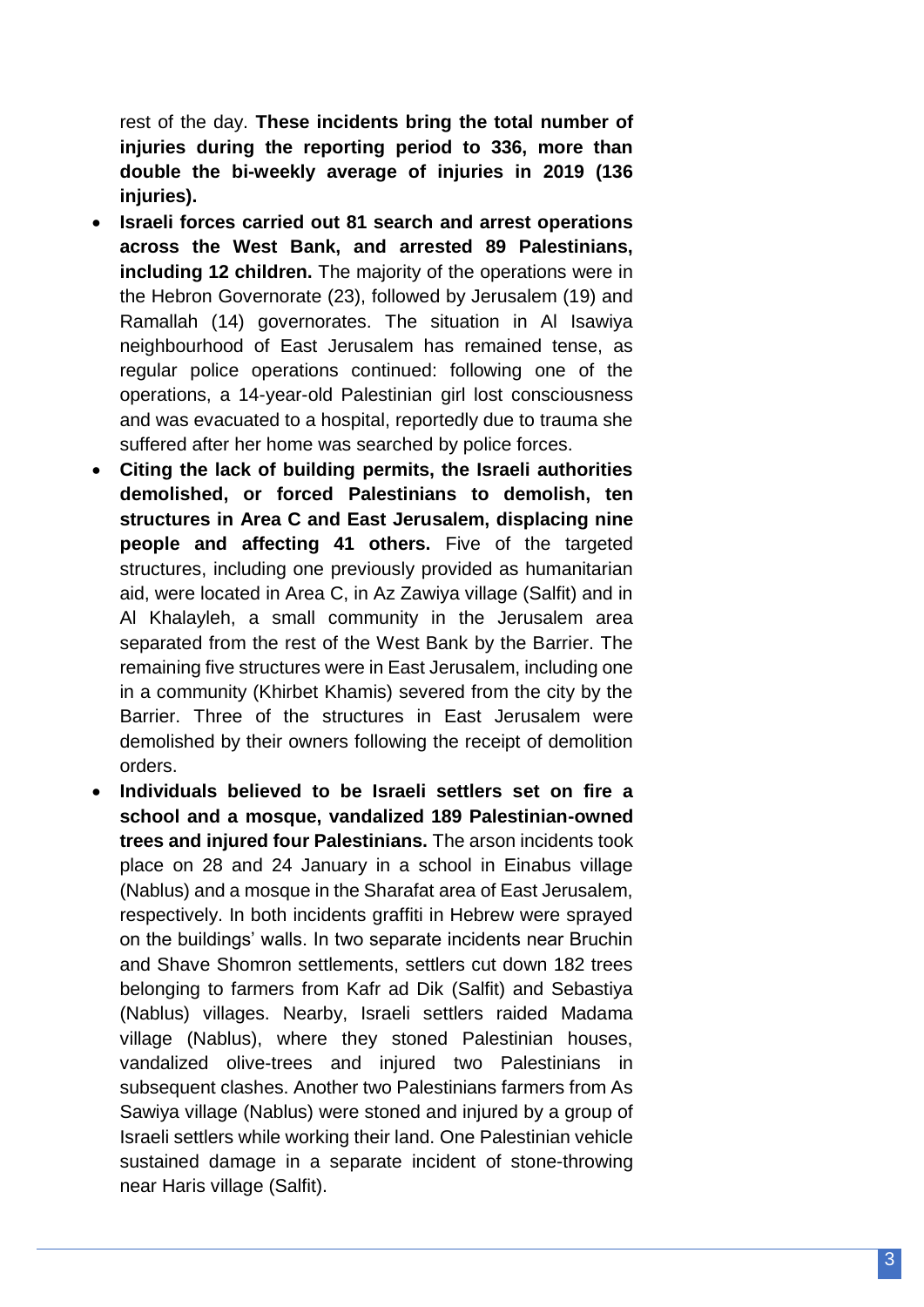rest of the day. **These incidents bring the total number of injuries during the reporting period to 336, more than double the bi-weekly average of injuries in 2019 (136 injuries).**

- **Israeli forces carried out 81 search and arrest operations across the West Bank, and arrested 89 Palestinians, including 12 children.** The majority of the operations were in the Hebron Governorate (23), followed by Jerusalem (19) and Ramallah (14) governorates. The situation in Al Isawiya neighbourhood of East Jerusalem has remained tense, as regular police operations continued: following one of the operations, a 14-year-old Palestinian girl lost consciousness and was evacuated to a hospital, reportedly due to trauma she suffered after her home was searched by police forces.
- **Citing the lack of building permits, the Israeli authorities demolished, or forced Palestinians to demolish, ten structures in Area C and East Jerusalem, displacing nine people and affecting 41 others.** Five of the targeted structures, including one previously provided as humanitarian aid, were located in Area C, in Az Zawiya village (Salfit) and in Al Khalayleh, a small community in the Jerusalem area separated from the rest of the West Bank by the Barrier. The remaining five structures were in East Jerusalem, including one in a community (Khirbet Khamis) severed from the city by the Barrier. Three of the structures in East Jerusalem were demolished by their owners following the receipt of demolition orders.
- **Individuals believed to be Israeli settlers set on fire a school and a mosque, vandalized 189 Palestinian-owned trees and injured four Palestinians.** The arson incidents took place on 28 and 24 January in a school in Einabus village (Nablus) and a mosque in the Sharafat area of East Jerusalem, respectively. In both incidents graffiti in Hebrew were sprayed on the buildings' walls. In two separate incidents near Bruchin and Shave Shomron settlements, settlers cut down 182 trees belonging to farmers from Kafr ad Dik (Salfit) and Sebastiya (Nablus) villages. Nearby, Israeli settlers raided Madama village (Nablus), where they stoned Palestinian houses, vandalized olive-trees and injured two Palestinians in subsequent clashes. Another two Palestinians farmers from As Sawiya village (Nablus) were stoned and injured by a group of Israeli settlers while working their land. One Palestinian vehicle sustained damage in a separate incident of stone-throwing near Haris village (Salfit).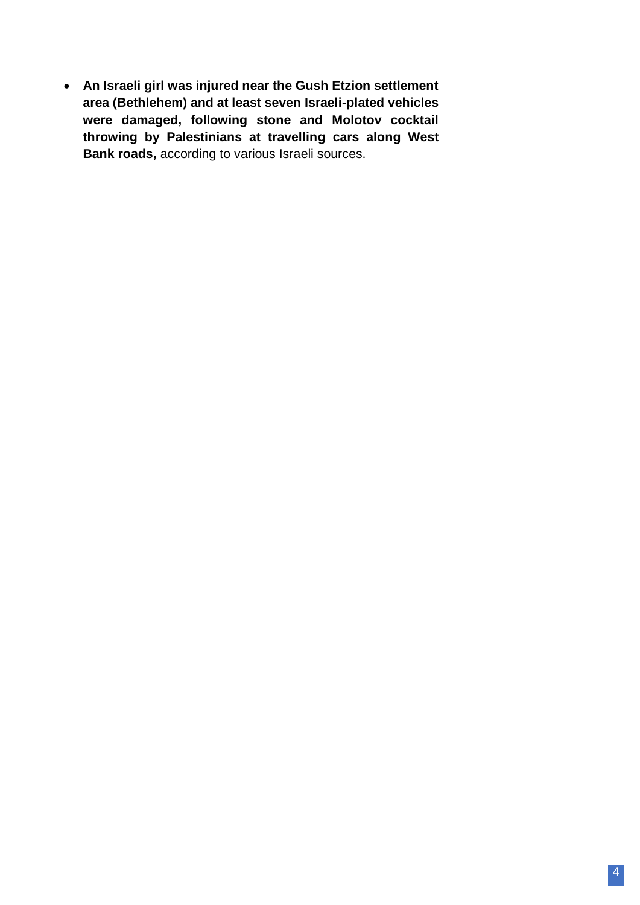- **An Israeli girl was injured near the Gush Etzion settlement area (Bethlehem) and at least seven Israeli-plated vehicles were damaged, following stone and Molotov cocktail throwing by Palestinians at travelling cars along West Bank roads,** according to various Israeli sources.